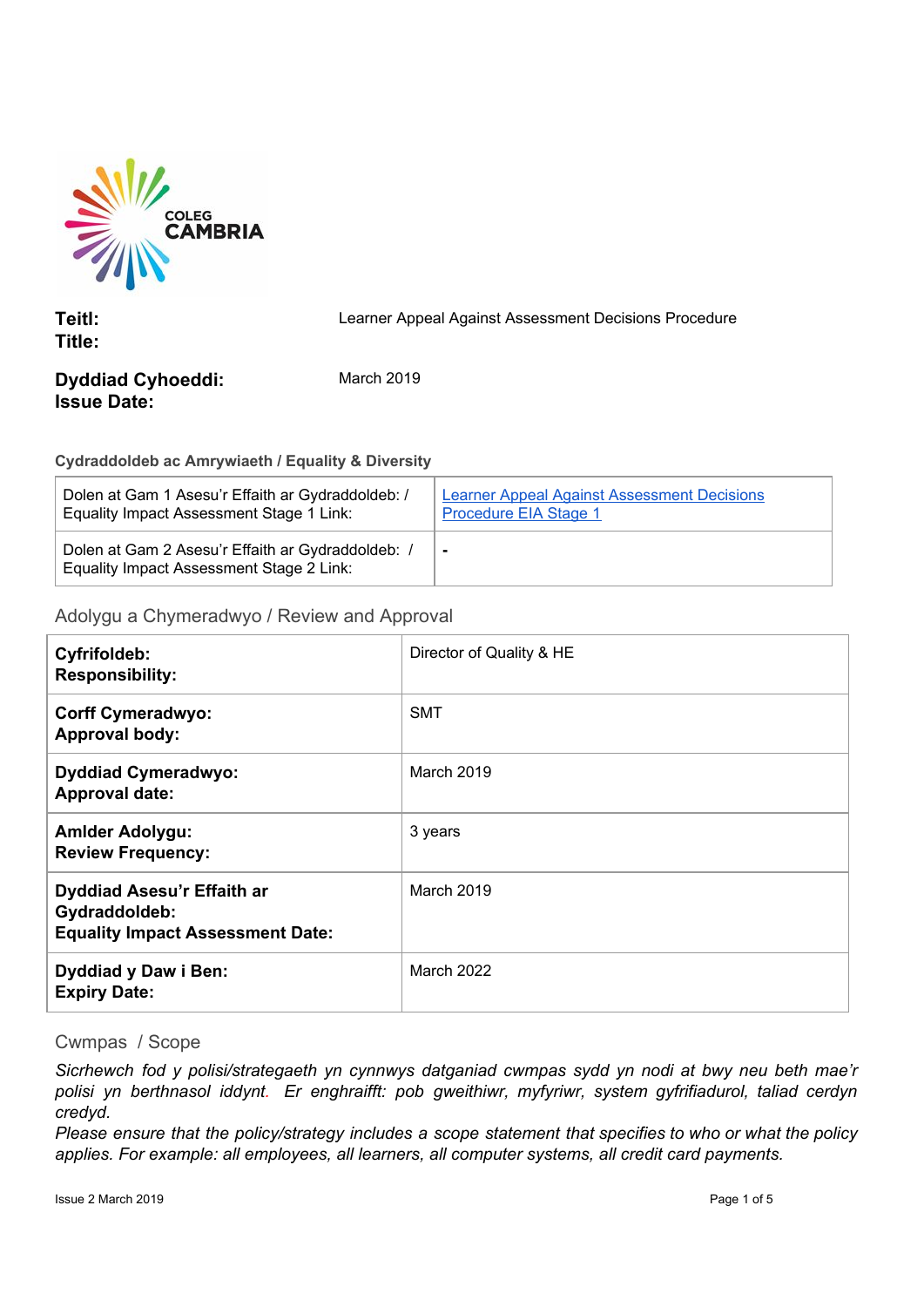COLEG CAMBRIA

| | |
|---|---|
| **Teitl:**<br>**Title:** | Learner Appeal Against Assessment Decisions Procedure |
| **Dyddiad Cyhoeddi:**<br>**Issue Date:** | March 2019 |

**Cydraddoldeb ac Amrywiaeth / Equality & Diversity**

| | |
|---|---|
| Dolen at Gam 1 Asesu'r Effaith ar Gydraddoldeb: / Equality Impact Assessment Stage 1 Link: | [Learner Appeal Against Assessment Decisions Procedure EIA Stage 1] |
| Dolen at Gam 2 Asesu'r Effaith ar Gydraddoldeb: / Equality Impact Assessment Stage 2 Link: | - |

## Adolygu a Chymeradwyo / Review and Approval

| | |
|---|---|
| **Cyfrifoldeb:**<br>**Responsibility:** | Director of Quality & HE |
| **Corff Cymeradwyo:**<br>**Approval body:** | SMT |
| **Dyddiad Cymeradwyo:**<br>**Approval date:** | March 2019 |
| **Amlder Adolygu:**<br>**Review Frequency:** | 3 years |
| **Dyddiad Asesu'r Effaith ar Gydraddoldeb:**<br>**Equality Impact Assessment Date:** | March 2019 |
| **Dyddiad y Daw i Ben:**<br>**Expiry Date:** | March 2022 |

## Cwmpas / Scope

*Sicrhewch fod y polisi/strategaeth yn cynnwys datganiad cwmpas sydd yn nodi at bwy neu beth mae'r polisi yn berthnasol iddynt. Er enghraifft: pob gweithiwr, myfyriwr, system gyfrifiadurol, taliad cerdyn credyd.*

*Please ensure that the policy/strategy includes a scope statement that specifies to who or what the policy applies. For example: all employees, all learners, all computer systems, all credit card payments.*

Issue 2 March 2019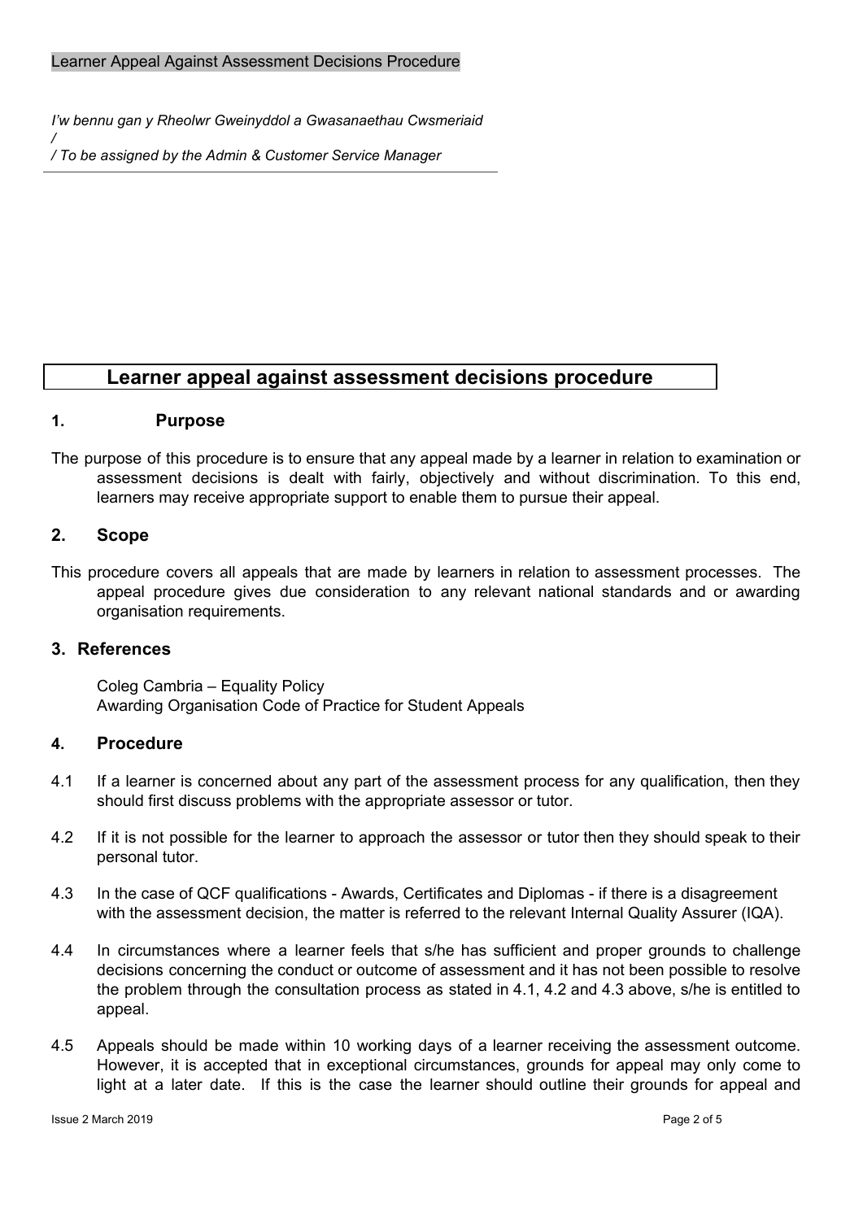*I'w bennu gan y Rheolwr Gweinyddol a Gwasanaethau Cwsmeriaid*
*/*
*/ To be assigned by the Admin & Customer Service Manager*

# Learner appeal against assessment decisions procedure

## 1. Purpose

The purpose of this procedure is to ensure that any appeal made by a learner in relation to examination or assessment decisions is dealt with fairly, objectively and without discrimination. To this end, learners may receive appropriate support to enable them to pursue their appeal.

## 2. Scope

This procedure covers all appeals that are made by learners in relation to assessment processes. The appeal procedure gives due consideration to any relevant national standards and or awarding organisation requirements.

## 3. References

Coleg Cambria – Equality Policy
Awarding Organisation Code of Practice for Student Appeals

## 4. Procedure

4.1 If a learner is concerned about any part of the assessment process for any qualification, then they should first discuss problems with the appropriate assessor or tutor.

4.2 If it is not possible for the learner to approach the assessor or tutor then they should speak to their personal tutor.

4.3 In the case of QCF qualifications - Awards, Certificates and Diplomas - if there is a disagreement with the assessment decision, the matter is referred to the relevant Internal Quality Assurer (IQA).

4.4 In circumstances where a learner feels that s/he has sufficient and proper grounds to challenge decisions concerning the conduct or outcome of assessment and it has not been possible to resolve the problem through the consultation process as stated in 4.1, 4.2 and 4.3 above, s/he is entitled to appeal.

4.5 Appeals should be made within 10 working days of a learner receiving the assessment outcome. However, it is accepted that in exceptional circumstances, grounds for appeal may only come to light at a later date. If this is the case the learner should outline their grounds for appeal and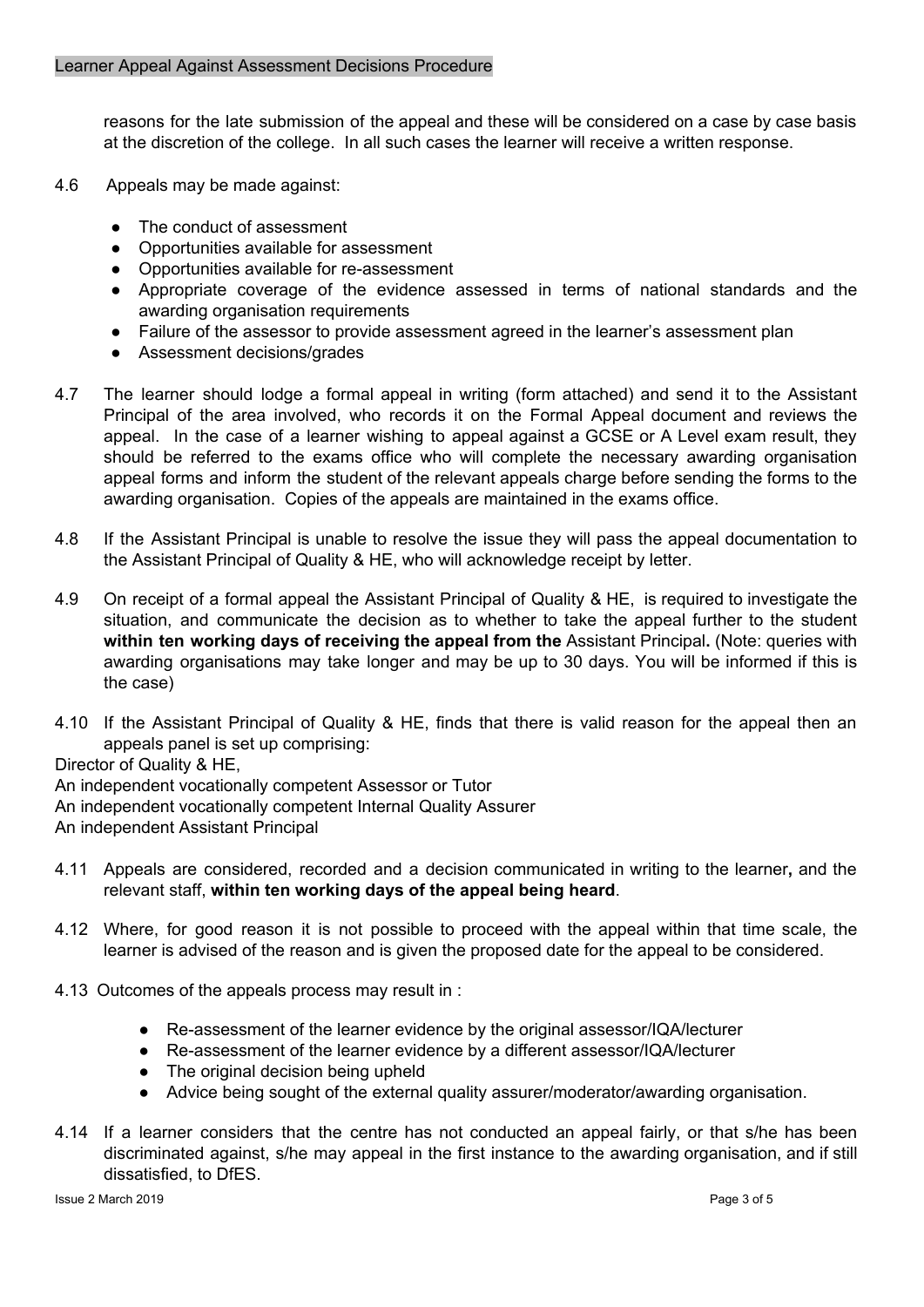reasons for the late submission of the appeal and these will be considered on a case by case basis at the discretion of the college. In all such cases the learner will receive a written response.

4.6 Appeals may be made against:

- The conduct of assessment
- Opportunities available for assessment
- Opportunities available for re-assessment
- Appropriate coverage of the evidence assessed in terms of national standards and the awarding organisation requirements
- Failure of the assessor to provide assessment agreed in the learner's assessment plan
- Assessment decisions/grades

4.7 The learner should lodge a formal appeal in writing (form attached) and send it to the Assistant Principal of the area involved, who records it on the Formal Appeal document and reviews the appeal. In the case of a learner wishing to appeal against a GCSE or A Level exam result, they should be referred to the exams office who will complete the necessary awarding organisation appeal forms and inform the student of the relevant appeals charge before sending the forms to the awarding organisation. Copies of the appeals are maintained in the exams office.

4.8 If the Assistant Principal is unable to resolve the issue they will pass the appeal documentation to the Assistant Principal of Quality & HE, who will acknowledge receipt by letter.

4.9 On receipt of a formal appeal the Assistant Principal of Quality & HE, is required to investigate the situation, and communicate the decision as to whether to take the appeal further to the student **within ten working days of receiving the appeal from the** Assistant Principal**.** (Note: queries with awarding organisations may take longer and may be up to 30 days. You will be informed if this is the case)

4.10 If the Assistant Principal of Quality & HE, finds that there is valid reason for the appeal then an appeals panel is set up comprising:

Director of Quality & HE,
An independent vocationally competent Assessor or Tutor
An independent vocationally competent Internal Quality Assurer
An independent Assistant Principal

4.11 Appeals are considered, recorded and a decision communicated in writing to the learner**,** and the relevant staff, **within ten working days of the appeal being heard**.

4.12 Where, for good reason it is not possible to proceed with the appeal within that time scale, the learner is advised of the reason and is given the proposed date for the appeal to be considered.

4.13 Outcomes of the appeals process may result in :

- Re-assessment of the learner evidence by the original assessor/IQA/lecturer
- Re-assessment of the learner evidence by a different assessor/IQA/lecturer
- The original decision being upheld
- Advice being sought of the external quality assurer/moderator/awarding organisation.

4.14 If a learner considers that the centre has not conducted an appeal fairly, or that s/he has been discriminated against, s/he may appeal in the first instance to the awarding organisation, and if still dissatisfied, to DfES.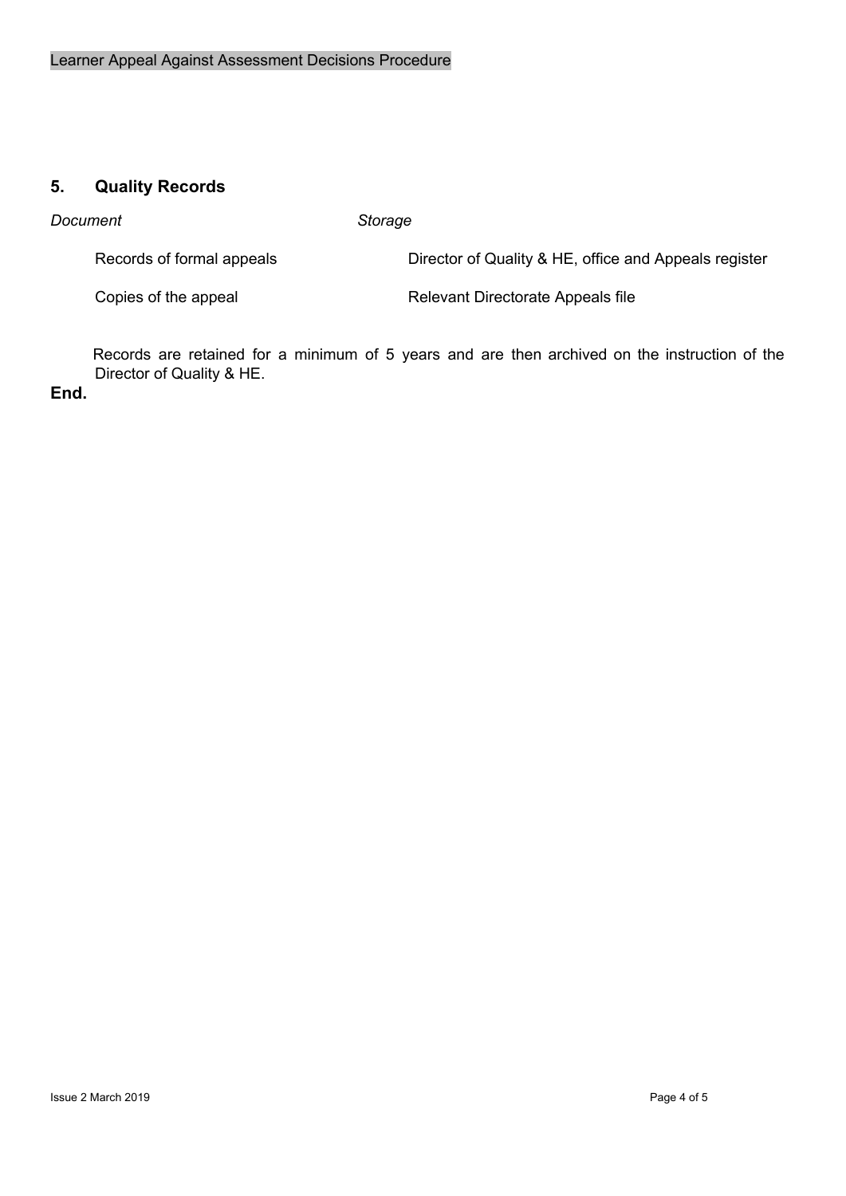## 5. Quality Records

| *Document* | *Storage* |
| --- | --- |
| Records of formal appeals | Director of Quality & HE, office and Appeals register |
| Copies of the appeal | Relevant Directorate Appeals file |

Records are retained for a minimum of 5 years and are then archived on the instruction of the Director of Quality & HE.

**End.**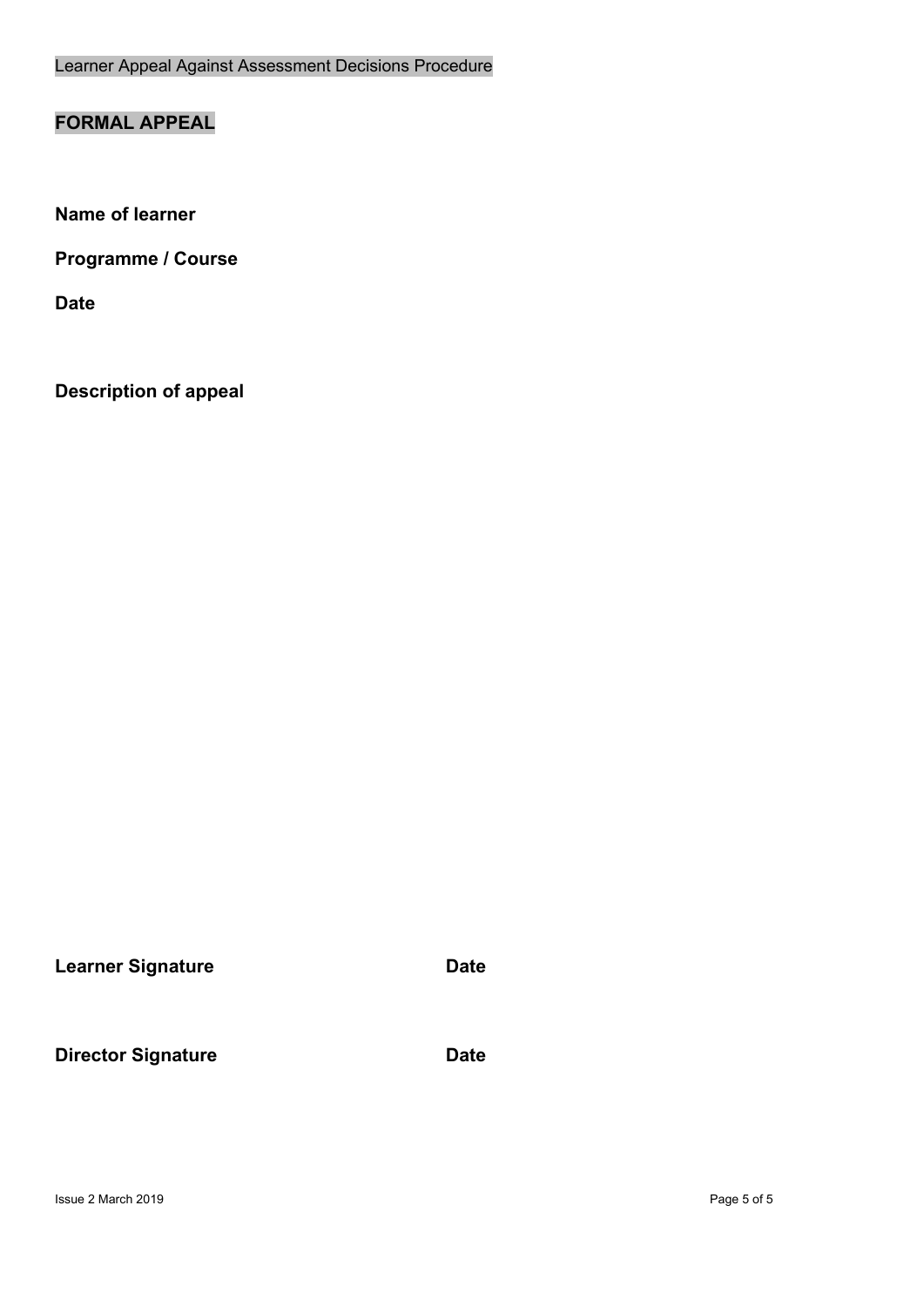Learner Appeal Against Assessment Decisions Procedure

## FORMAL APPEAL

**Name of learner**

**Programme / Course**

**Date**

**Description of appeal**

**Learner Signature** **Date**

**Director Signature** **Date**